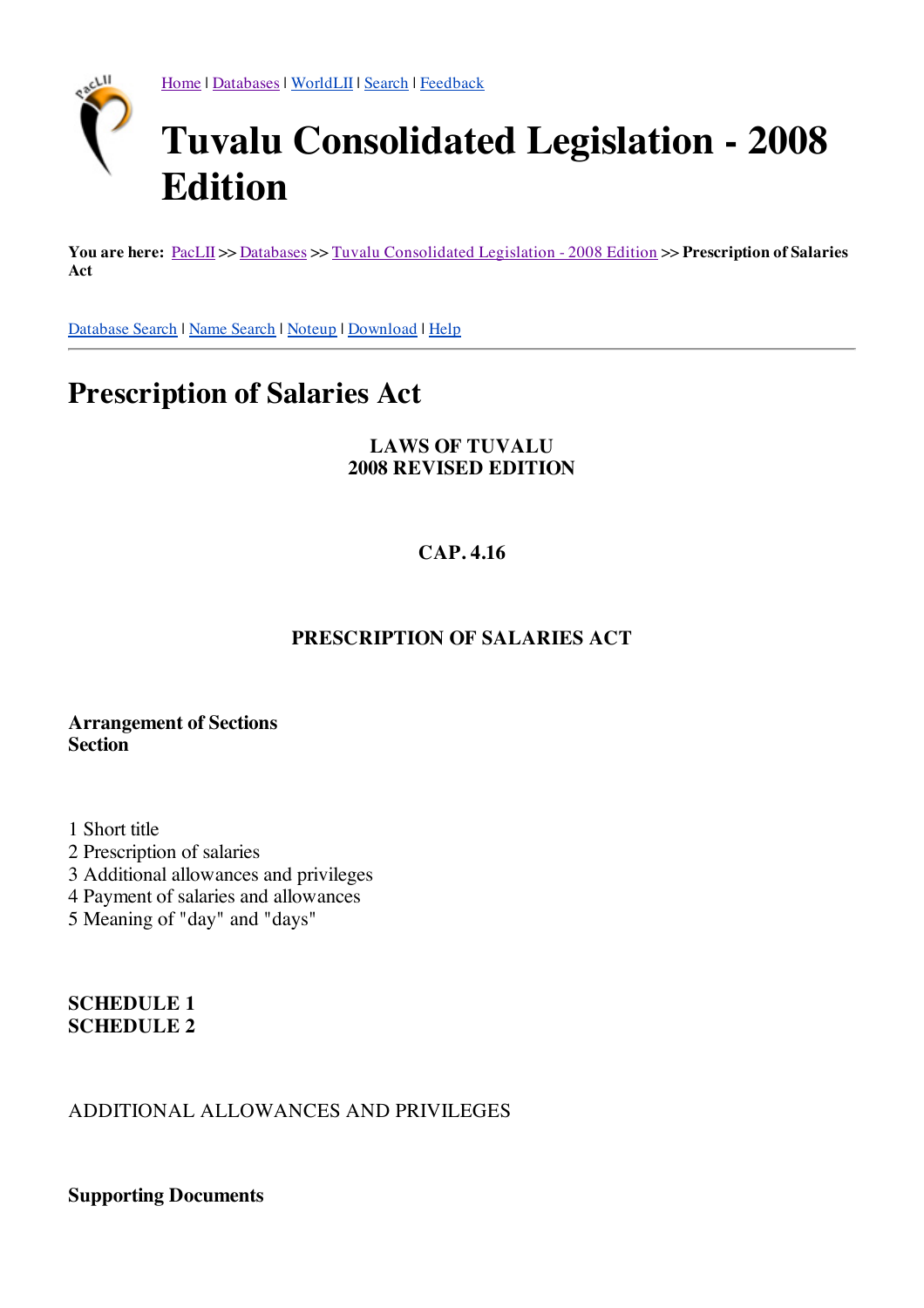Home | Databases | WorldLII | Search | Feedback

# Tuvalu Consolidated Legislation - 2008 Edition

**You are here:** PacLII >> Databases >> Tuvalu Consolidated Legislation - 2008 Edition >> **Prescription of Salaries Act**

Database Search | Name Search | Noteup | Download | Help

---

## Prescription of Salaries Act

**LAWS OF TUVALU**
**2008 REVISED EDITION**

**CAP. 4.16**

**PRESCRIPTION OF SALARIES ACT**

**Arrangement of Sections**
**Section**

1 Short title
2 Prescription of salaries
3 Additional allowances and privileges
4 Payment of salaries and allowances
5 Meaning of "day" and "days"

**SCHEDULE 1**
**SCHEDULE 2**

ADDITIONAL ALLOWANCES AND PRIVILEGES

**Supporting Documents**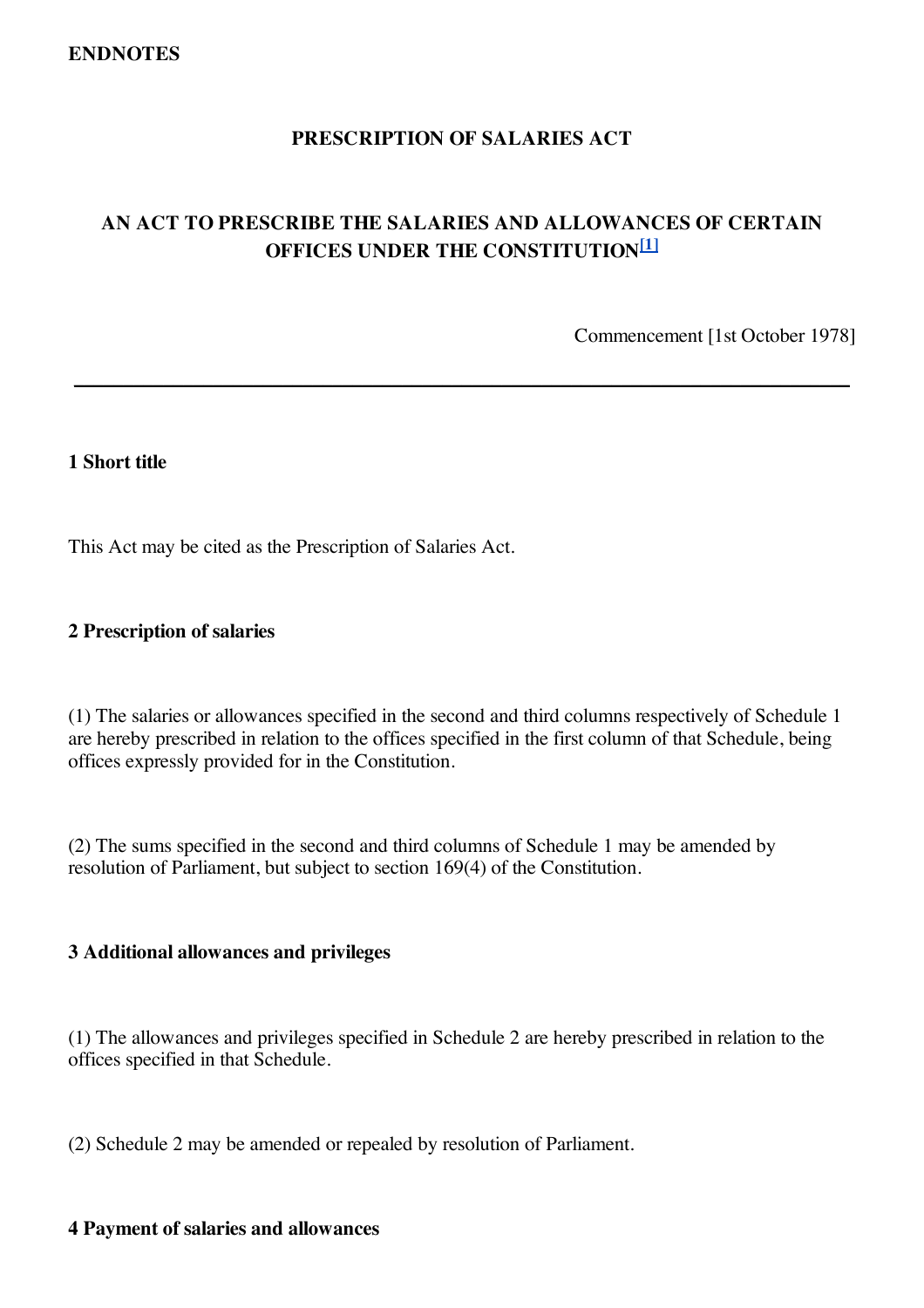**ENDNOTES**

## PRESCRIPTION OF SALARIES ACT

## AN ACT TO PRESCRIBE THE SALARIES AND ALLOWANCES OF CERTAIN OFFICES UNDER THE CONSTITUTION[1]

Commencement [1st October 1978]

---

### 1 Short title

This Act may be cited as the Prescription of Salaries Act.

### 2 Prescription of salaries

(1) The salaries or allowances specified in the second and third columns respectively of Schedule 1 are hereby prescribed in relation to the offices specified in the first column of that Schedule, being offices expressly provided for in the Constitution.

(2) The sums specified in the second and third columns of Schedule 1 may be amended by resolution of Parliament, but subject to section 169(4) of the Constitution.

### 3 Additional allowances and privileges

(1) The allowances and privileges specified in Schedule 2 are hereby prescribed in relation to the offices specified in that Schedule.

(2) Schedule 2 may be amended or repealed by resolution of Parliament.

### 4 Payment of salaries and allowances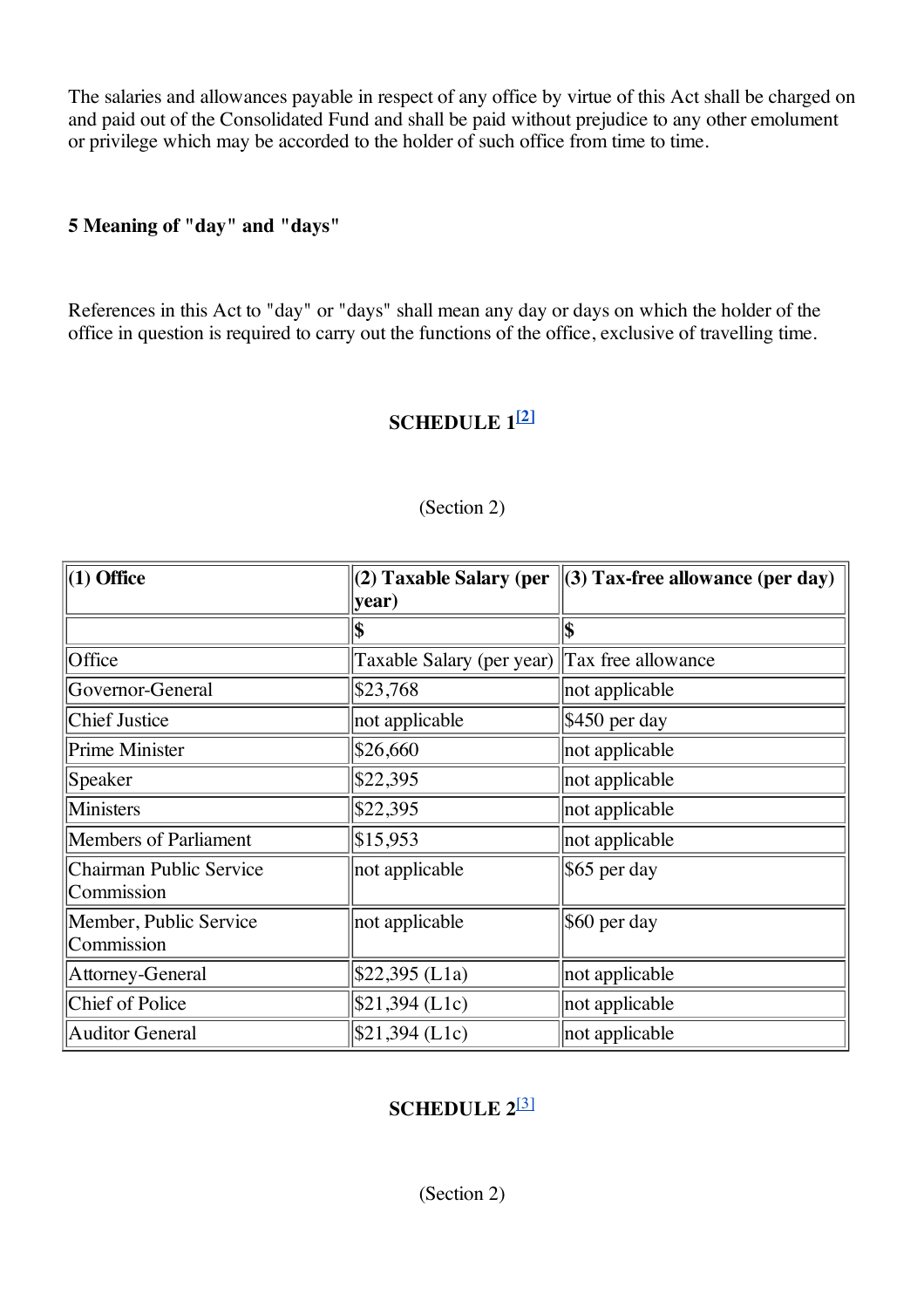The salaries and allowances payable in respect of any office by virtue of this Act shall be charged on and paid out of the Consolidated Fund and shall be paid without prejudice to any other emolument or privilege which may be accorded to the holder of such office from time to time.

**5 Meaning of "day" and "days"**

References in this Act to "day" or "days" shall mean any day or days on which the holder of the office in question is required to carry out the functions of the office, exclusive of travelling time.

## SCHEDULE 1[2]

(Section 2)

| (1) Office | (2) Taxable Salary (per year) | (3) Tax-free allowance (per day) |
|---|---|---|
| | $ | $ |
| Office | Taxable Salary (per year) | Tax free allowance |
| Governor-General | $23,768 | not applicable |
| Chief Justice | not applicable | $450 per day |
| Prime Minister | $26,660 | not applicable |
| Speaker | $22,395 | not applicable |
| Ministers | $22,395 | not applicable |
| Members of Parliament | $15,953 | not applicable |
| Chairman Public Service Commission | not applicable | $65 per day |
| Member, Public Service Commission | not applicable | $60 per day |
| Attorney-General | $22,395 (L1a) | not applicable |
| Chief of Police | $21,394 (L1c) | not applicable |
| Auditor General | $21,394 (L1c) | not applicable |

## SCHEDULE 2[3]

(Section 2)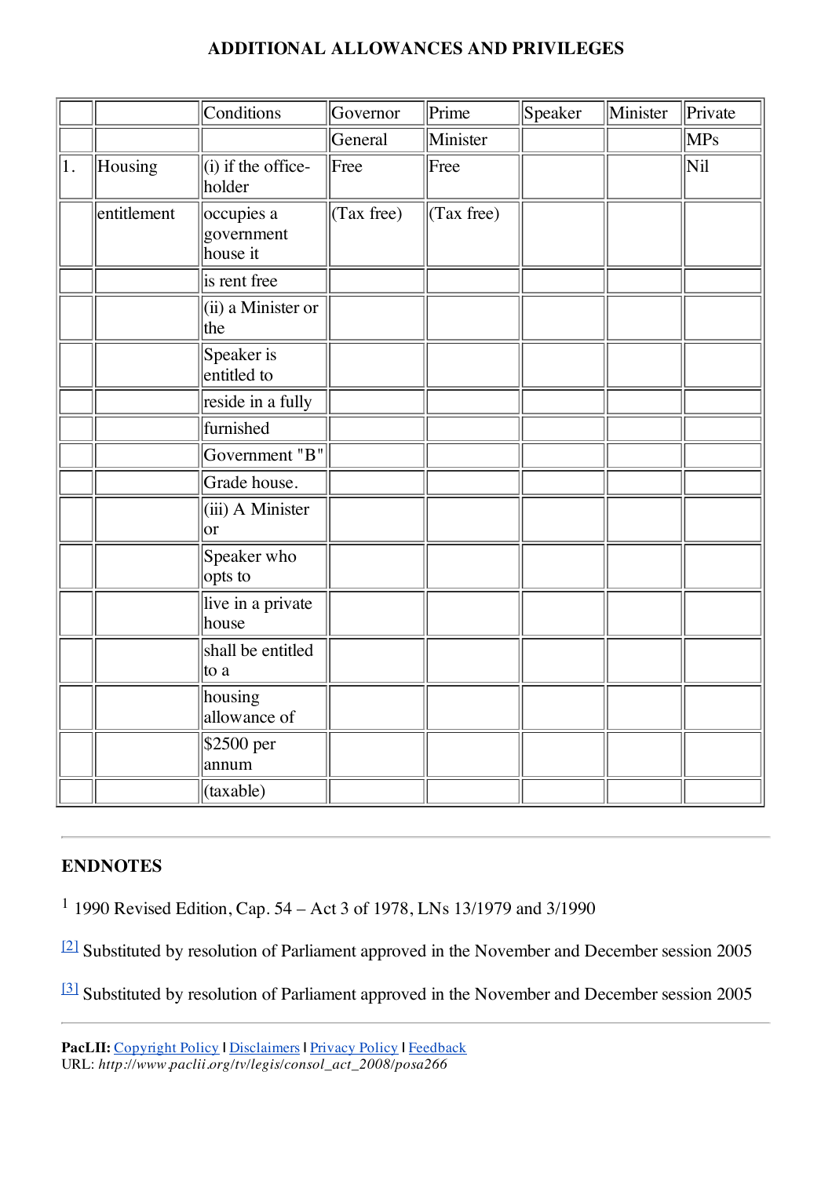## ADDITIONAL ALLOWANCES AND PRIVILEGES

| | | Conditions | Governor | Prime | Speaker | Minister | Private |
|---|---|---|---|---|---|---|---|
| | | | General | Minister | | | MPs |
| 1. | Housing | (i) if the office-holder | Free | Free | | | Nil |
| | entitlement | occupies a government house it | (Tax free) | (Tax free) | | | |
| | | is rent free | | | | | |
| | | (ii) a Minister or the | | | | | |
| | | Speaker is entitled to | | | | | |
| | | reside in a fully | | | | | |
| | | furnished | | | | | |
| | | Government "B" | | | | | |
| | | Grade house. | | | | | |
| | | (iii) A Minister or | | | | | |
| | | Speaker who opts to | | | | | |
| | | live in a private house | | | | | |
| | | shall be entitled to a | | | | | |
| | | housing allowance of | | | | | |
| | | $2500 per annum | | | | | |
| | | (taxable) | | | | | |

---

### ENDNOTES

[1] 1990 Revised Edition, Cap. 54 – Act 3 of 1978, LNs 13/1979 and 3/1990

[2] Substituted by resolution of Parliament approved in the November and December session 2005

[3] Substituted by resolution of Parliament approved in the November and December session 2005

---

**PacLII:** Copyright Policy | Disclaimers | Privacy Policy | Feedback
URL: *http://www.paclii.org/tv/legis/consol_act_2008/posa266*